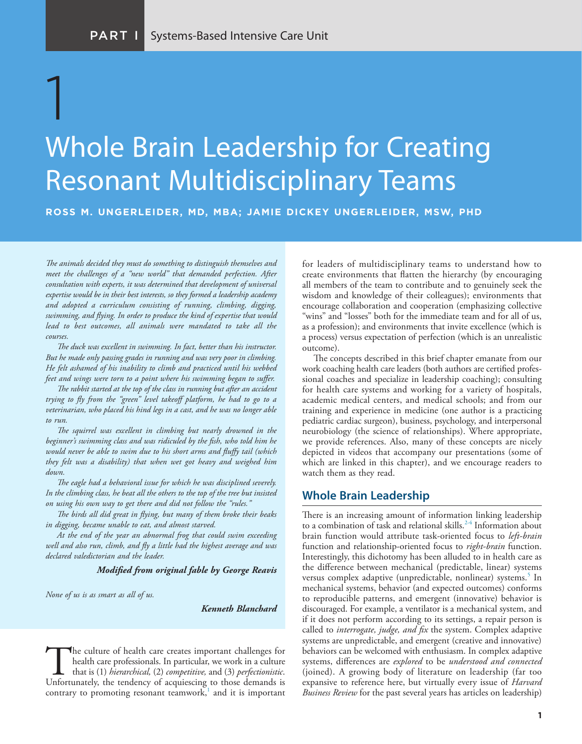PART I Systems-Based Intensive Care Unit

# 1 Whole Brain Leadership for Creating Resonant Multidisciplinary Teams

**ROSS M. UNGERLEIDER, MD, MBA; JAMIE DICKEY UNGERLEIDER, MSW, PHD**

*The animals decided they must do something to distinguish themselves and meet the challenges of a "new world" that demanded perfection. After consultation with experts, it was determined that development of universal expertise would be in their best interests, so they formed a leadership academy and adopted a curriculum consisting of running, climbing, digging, swimming, and flying. In order to produce the kind of expertise that would lead to best outcomes, all animals were mandated to take all the courses.*

*The duck was excellent in swimming. In fact, better than his instructor. But he made only passing grades in running and was very poor in climbing. He felt ashamed of his inability to climb and practiced until his webbed feet and wings were torn to a point where his swimming began to suffer.*

*The rabbit started at the top of the class in running but after an accident trying to fly from the "green" level takeoff platform, he had to go to a veterinarian, who placed his hind legs in a cast, and he was no longer able to run.*

*The squirrel was excellent in climbing but nearly drowned in the beginner's swimming class and was ridiculed by the fish, who told him he would never be able to swim due to his short arms and fluffy tail (which they felt was a disability) that when wet got heavy and weighed him down.*

*The eagle had a behavioral issue for which he was disciplined severely. In the climbing class, he beat all the others to the top of the tree but insisted on using his own way to get there and did not follow the "rules."*

*The birds all did great in flying, but many of them broke their beaks in digging, became unable to eat, and almost starved.*

*At the end of the year an abnormal frog that could swim exceeding well and also run, climb, and fly a little had the highest average and was declared valedictorian and the leader.*

***Modified from original fable by George Reavis***

*None of us is as smart as all of us.*

***Kenneth Blanchard***

The culture of health care creates important challenges for health care professionals. In particular, we work in a culture that is (1) *hierarchical,* (2) *competitive,* and (3) *perfectionistic*. Unfortunately, the tendency of acquiescing to those demands is contrary to promoting resonant teamwork,[1] and it is important for leaders of multidisciplinary teams to understand how to create environments that flatten the hierarchy (by encouraging all members of the team to contribute and to genuinely seek the wisdom and knowledge of their colleagues); environments that encourage collaboration and cooperation (emphasizing collective "wins" and "losses" both for the immediate team and for all of us, as a profession); and environments that invite excellence (which is a process) versus expectation of perfection (which is an unrealistic outcome).

The concepts described in this brief chapter emanate from our work coaching health care leaders (both authors are certified professional coaches and specialize in leadership coaching); consulting for health care systems and working for a variety of hospitals, academic medical centers, and medical schools; and from our training and experience in medicine (one author is a practicing pediatric cardiac surgeon), business, psychology, and interpersonal neurobiology (the science of relationships). Where appropriate, we provide references. Also, many of these concepts are nicely depicted in videos that accompany our presentations (some of which are linked in this chapter), and we encourage readers to watch them as they read.

## Whole Brain Leadership

There is an increasing amount of information linking leadership to a combination of task and relational skills.[2-4] Information about brain function would attribute task-oriented focus to *left-brain* function and relationship-oriented focus to *right-brain* function. Interestingly, this dichotomy has been alluded to in health care as the difference between mechanical (predictable, linear) systems versus complex adaptive (unpredictable, nonlinear) systems.[5] In mechanical systems, behavior (and expected outcomes) conforms to reproducible patterns, and emergent (innovative) behavior is discouraged. For example, a ventilator is a mechanical system, and if it does not perform according to its settings, a repair person is called to *interrogate, judge, and fix* the system. Complex adaptive systems are unpredictable, and emergent (creative and innovative) behaviors can be welcomed with enthusiasm. In complex adaptive systems, differences are *explored* to be *understood and connected* (joined). A growing body of literature on leadership (far too expansive to reference here, but virtually every issue of *Harvard Business Review* for the past several years has articles on leadership)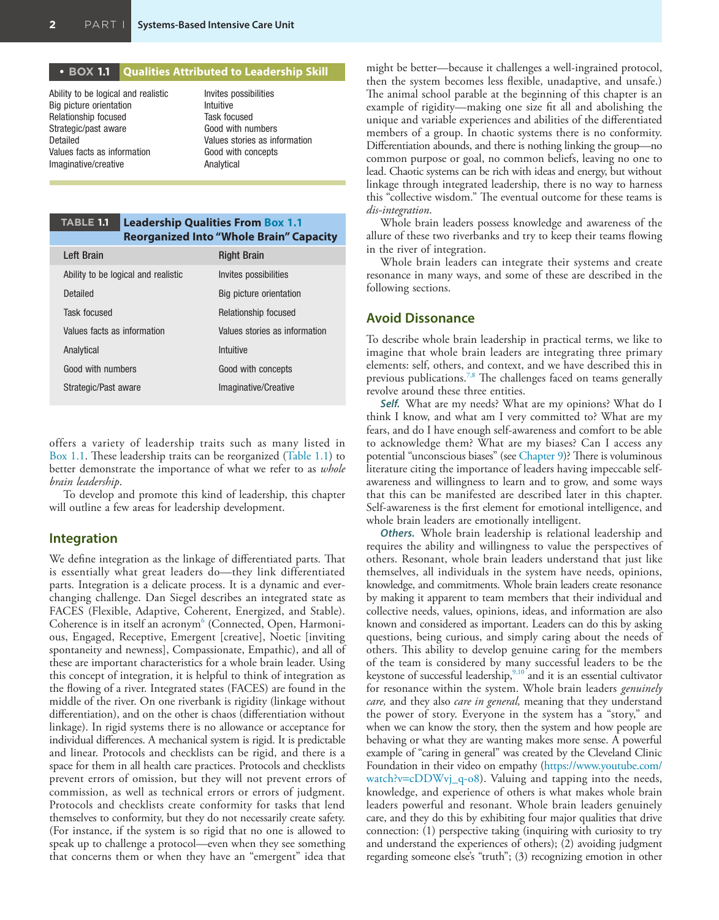**BOX 1.1 Qualities Attributed to Leadership Skill**

| | |
|---|---|
| Ability to be logical and realistic | Invites possibilities |
| Big picture orientation | Intuitive |
| Relationship focused | Task focused |
| Strategic/past aware | Good with numbers |
| Detailed | Values stories as information |
| Values facts as information | Good with concepts |
| Imaginative/creative | Analytical |

**TABLE 1.1 Leadership Qualities From Box 1.1 Reorganized Into "Whole Brain" Capacity**

| Left Brain | Right Brain |
|---|---|
| Ability to be logical and realistic | Invites possibilities |
| Detailed | Big picture orientation |
| Task focused | Relationship focused |
| Values facts as information | Values stories as information |
| Analytical | Intuitive |
| Good with numbers | Good with concepts |
| Strategic/Past aware | Imaginative/Creative |

offers a variety of leadership traits such as many listed in Box 1.1. These leadership traits can be reorganized (Table 1.1) to better demonstrate the importance of what we refer to as *whole brain leadership*.

To develop and promote this kind of leadership, this chapter will outline a few areas for leadership development.

## Integration

We define integration as the linkage of differentiated parts. That is essentially what great leaders do—they link differentiated parts. Integration is a delicate process. It is a dynamic and ever-changing challenge. Dan Siegel describes an integrated state as FACES (Flexible, Adaptive, Coherent, Energized, and Stable). Coherence is in itself an acronym[6] (Connected, Open, Harmonious, Engaged, Receptive, Emergent [creative], Noetic [inviting spontaneity and newness], Compassionate, Empathic), and all of these are important characteristics for a whole brain leader. Using this concept of integration, it is helpful to think of integration as the flowing of a river. Integrated states (FACES) are found in the middle of the river. On one riverbank is rigidity (linkage without differentiation), and on the other is chaos (differentiation without linkage). In rigid systems there is no allowance or acceptance for individual differences. A mechanical system is rigid. It is predictable and linear. Protocols and checklists can be rigid, and there is a space for them in all health care practices. Protocols and checklists prevent errors of omission, but they will not prevent errors of commission, as well as technical errors or errors of judgment. Protocols and checklists create conformity for tasks that lend themselves to conformity, but they do not necessarily create safety. (For instance, if the system is so rigid that no one is allowed to speak up to challenge a protocol—even when they see something that concerns them or when they have an "emergent" idea that might be better—because it challenges a well-ingrained protocol, then the system becomes less flexible, unadaptive, and unsafe.) The animal school parable at the beginning of this chapter is an example of rigidity—making one size fit all and abolishing the unique and variable experiences and abilities of the differentiated members of a group. In chaotic systems there is no conformity. Differentiation abounds, and there is nothing linking the group—no common purpose or goal, no common beliefs, leaving no one to lead. Chaotic systems can be rich with ideas and energy, but without linkage through integrated leadership, there is no way to harness this "collective wisdom." The eventual outcome for these teams is *dis-integration*.

Whole brain leaders possess knowledge and awareness of the allure of these two riverbanks and try to keep their teams flowing in the river of integration.

Whole brain leaders can integrate their systems and create resonance in many ways, and some of these are described in the following sections.

## Avoid Dissonance

To describe whole brain leadership in practical terms, we like to imagine that whole brain leaders are integrating three primary elements: self, others, and context, and we have described this in previous publications.[7,8] The challenges faced on teams generally revolve around these three entities.

***Self.*** What are my needs? What are my opinions? What do I think I know, and what am I very committed to? What are my fears, and do I have enough self-awareness and comfort to be able to acknowledge them? What are my biases? Can I access any potential "unconscious biases" (see Chapter 9)? There is voluminous literature citing the importance of leaders having impeccable self-awareness and willingness to learn and to grow, and some ways that this can be manifested are described later in this chapter. Self-awareness is the first element for emotional intelligence, and whole brain leaders are emotionally intelligent.

***Others.*** Whole brain leadership is relational leadership and requires the ability and willingness to value the perspectives of others. Resonant, whole brain leaders understand that just like themselves, all individuals in the system have needs, opinions, knowledge, and commitments. Whole brain leaders create resonance by making it apparent to team members that their individual and collective needs, values, opinions, ideas, and information are also known and considered as important. Leaders can do this by asking questions, being curious, and simply caring about the needs of others. This ability to develop genuine caring for the members of the team is considered by many successful leaders to be the keystone of successful leadership,[9,10] and it is an essential cultivator for resonance within the system. Whole brain leaders *genuinely care,* and they also *care in general,* meaning that they understand the power of story. Everyone in the system has a "story," and when we can know the story, then the system and how people are behaving or what they are wanting makes more sense. A powerful example of "caring in general" was created by the Cleveland Clinic Foundation in their video on empathy (https://www.youtube.com/watch?v=cDDWvj_q-o8). Valuing and tapping into the needs, knowledge, and experience of others is what makes whole brain leaders powerful and resonant. Whole brain leaders genuinely care, and they do this by exhibiting four major qualities that drive connection: (1) perspective taking (inquiring with curiosity to try and understand the experiences of others); (2) avoiding judgment regarding someone else's "truth"; (3) recognizing emotion in other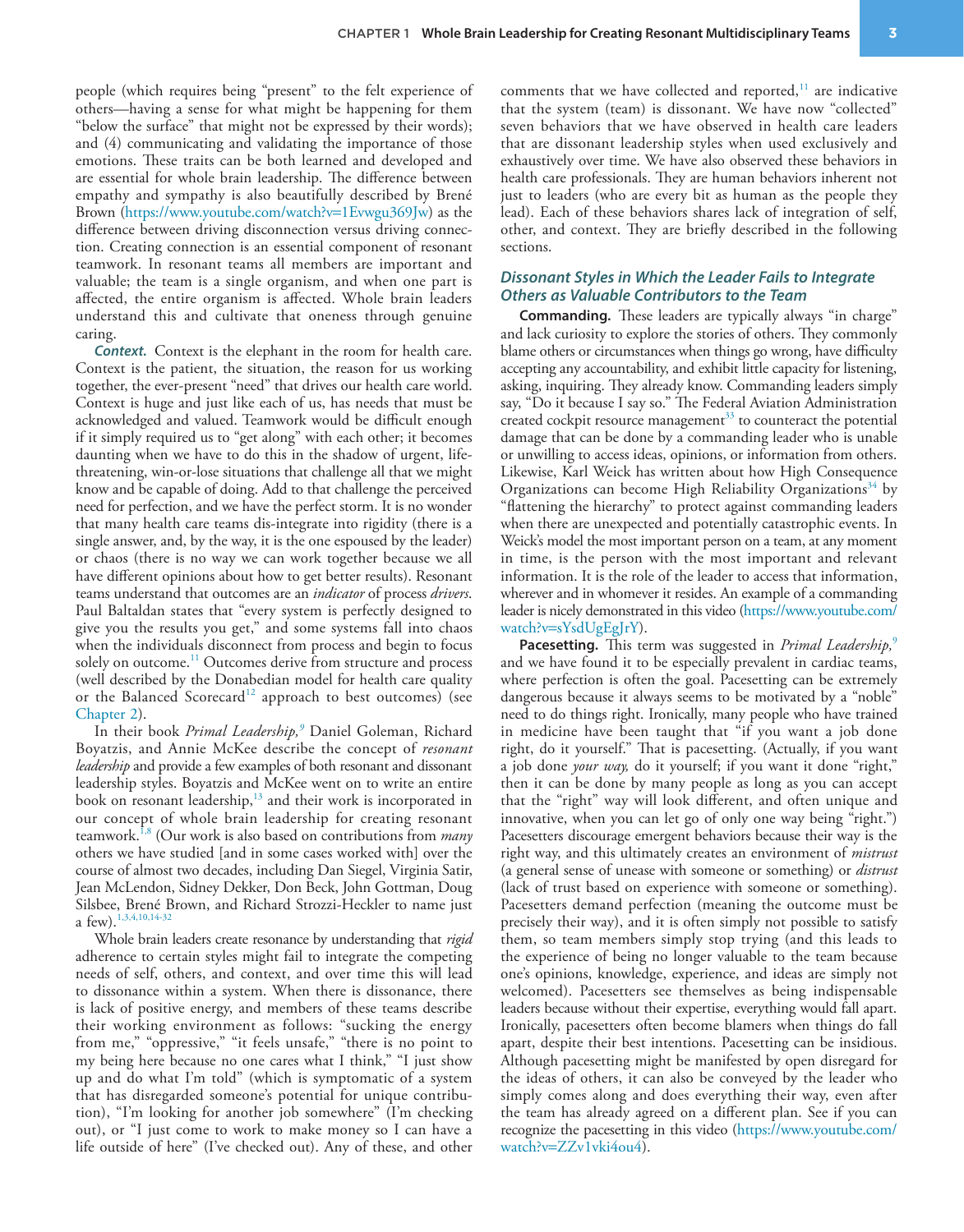people (which requires being "present" to the felt experience of others—having a sense for what might be happening for them "below the surface" that might not be expressed by their words); and (4) communicating and validating the importance of those emotions. These traits can be both learned and developed and are essential for whole brain leadership. The difference between empathy and sympathy is also beautifully described by Brené Brown (https://www.youtube.com/watch?v=1Evwgu369Jw) as the difference between driving disconnection versus driving connection. Creating connection is an essential component of resonant teamwork. In resonant teams all members are important and valuable; the team is a single organism, and when one part is affected, the entire organism is affected. Whole brain leaders understand this and cultivate that oneness through genuine caring.

***Context.*** Context is the elephant in the room for health care. Context is the patient, the situation, the reason for us working together, the ever-present "need" that drives our health care world. Context is huge and just like each of us, has needs that must be acknowledged and valued. Teamwork would be difficult enough if it simply required us to "get along" with each other; it becomes daunting when we have to do this in the shadow of urgent, life-threatening, win-or-lose situations that challenge all that we might know and be capable of doing. Add to that challenge the perceived need for perfection, and we have the perfect storm. It is no wonder that many health care teams dis-integrate into rigidity (there is a single answer, and, by the way, it is the one espoused by the leader) or chaos (there is no way we can work together because we all have different opinions about how to get better results). Resonant teams understand that outcomes are an *indicator* of process *drivers*. Paul Baltaldan states that "every system is perfectly designed to give you the results you get," and some systems fall into chaos when the individuals disconnect from process and begin to focus solely on outcome.[11] Outcomes derive from structure and process (well described by the Donabedian model for health care quality or the Balanced Scorecard[12] approach to best outcomes) (see Chapter 2).

In their book *Primal Leadership,*[9] Daniel Goleman, Richard Boyatzis, and Annie McKee describe the concept of *resonant leadership* and provide a few examples of both resonant and dissonant leadership styles. Boyatzis and McKee went on to write an entire book on resonant leadership,[13] and their work is incorporated in our concept of whole brain leadership for creating resonant teamwork.[1,8] (Our work is also based on contributions from *many* others we have studied [and in some cases worked with] over the course of almost two decades, including Dan Siegel, Virginia Satir, Jean McLendon, Sidney Dekker, Don Beck, John Gottman, Doug Silsbee, Brené Brown, and Richard Strozzi-Heckler to name just a few).[1,3,4,10,14-32]

Whole brain leaders create resonance by understanding that *rigid* adherence to certain styles might fail to integrate the competing needs of self, others, and context, and over time this will lead to dissonance within a system. When there is dissonance, there is lack of positive energy, and members of these teams describe their working environment as follows: "sucking the energy from me," "oppressive," "it feels unsafe," "there is no point to my being here because no one cares what I think," "I just show up and do what I'm told" (which is symptomatic of a system that has disregarded someone's potential for unique contribution), "I'm looking for another job somewhere" (I'm checking out), or "I just come to work to make money so I can have a life outside of here" (I've checked out). Any of these, and other comments that we have collected and reported,[11] are indicative that the system (team) is dissonant. We have now "collected" seven behaviors that we have observed in health care leaders that are dissonant leadership styles when used exclusively and exhaustively over time. We have also observed these behaviors in health care professionals. They are human behaviors inherent not just to leaders (who are every bit as human as the people they lead). Each of these behaviors shares lack of integration of self, other, and context. They are briefly described in the following sections.

### *Dissonant Styles in Which the Leader Fails to Integrate Others as Valuable Contributors to the Team*

**Commanding.** These leaders are typically always "in charge" and lack curiosity to explore the stories of others. They commonly blame others or circumstances when things go wrong, have difficulty accepting any accountability, and exhibit little capacity for listening, asking, inquiring. They already know. Commanding leaders simply say, "Do it because I say so." The Federal Aviation Administration created cockpit resource management[33] to counteract the potential damage that can be done by a commanding leader who is unable or unwilling to access ideas, opinions, or information from others. Likewise, Karl Weick has written about how High Consequence Organizations can become High Reliability Organizations[34] by "flattening the hierarchy" to protect against commanding leaders when there are unexpected and potentially catastrophic events. In Weick's model the most important person on a team, at any moment in time, is the person with the most important and relevant information. It is the role of the leader to access that information, wherever and in whomever it resides. An example of a commanding leader is nicely demonstrated in this video (https://www.youtube.com/watch?v=sYsdUgEgJrY).

**Pacesetting.** This term was suggested in *Primal Leadership,*[9] and we have found it to be especially prevalent in cardiac teams, where perfection is often the goal. Pacesetting can be extremely dangerous because it always seems to be motivated by a "noble" need to do things right. Ironically, many people who have trained in medicine have been taught that "if you want a job done right, do it yourself." That is pacesetting. (Actually, if you want a job done *your way,* do it yourself; if you want it done "right," then it can be done by many people as long as you can accept that the "right" way will look different, and often unique and innovative, when you can let go of only one way being "right.") Pacesetters discourage emergent behaviors because their way is the right way, and this ultimately creates an environment of *mistrust* (a general sense of unease with someone or something) or *distrust* (lack of trust based on experience with someone or something). Pacesetters demand perfection (meaning the outcome must be precisely their way), and it is often simply not possible to satisfy them, so team members simply stop trying (and this leads to the experience of being no longer valuable to the team because one's opinions, knowledge, experience, and ideas are simply not welcomed). Pacesetters see themselves as being indispensable leaders because without their expertise, everything would fall apart. Ironically, pacesetters often become blamers when things do fall apart, despite their best intentions. Pacesetting can be insidious. Although pacesetting might be manifested by open disregard for the ideas of others, it can also be conveyed by the leader who simply comes along and does everything their way, even after the team has already agreed on a different plan. See if you can recognize the pacesetting in this video (https://www.youtube.com/watch?v=ZZv1vki4ou4).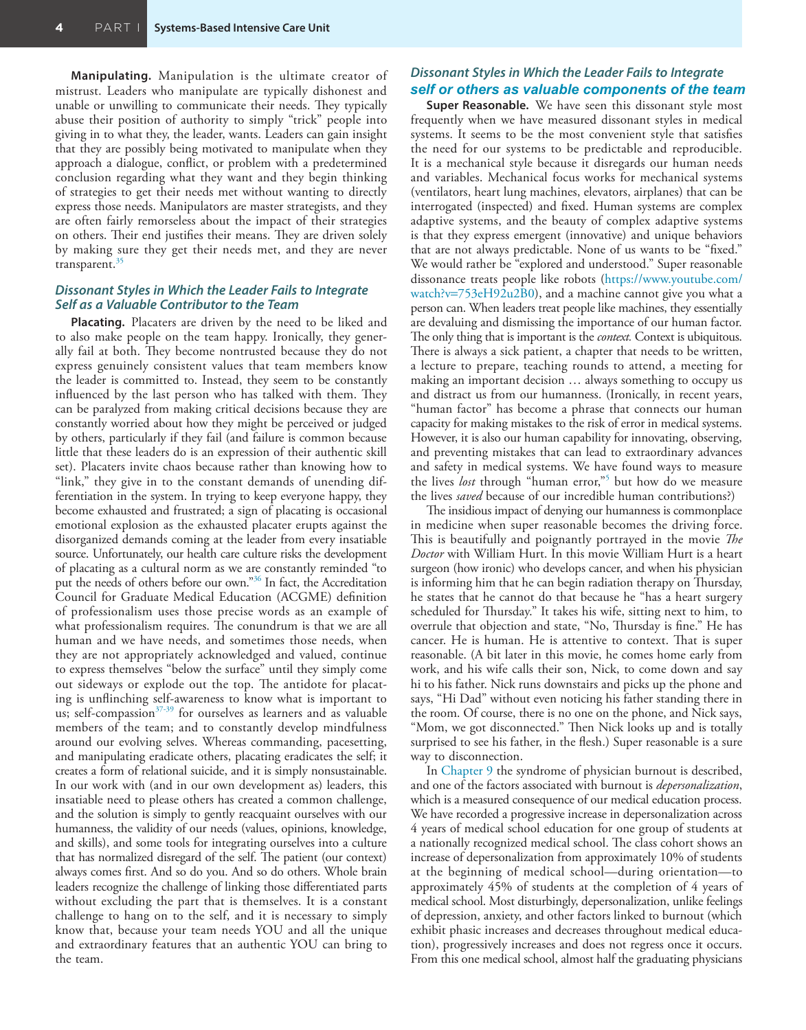**Manipulating.** Manipulation is the ultimate creator of mistrust. Leaders who manipulate are typically dishonest and unable or unwilling to communicate their needs. They typically abuse their position of authority to simply "trick" people into giving in to what they, the leader, wants. Leaders can gain insight that they are possibly being motivated to manipulate when they approach a dialogue, conflict, or problem with a predetermined conclusion regarding what they want and they begin thinking of strategies to get their needs met without wanting to directly express those needs. Manipulators are master strategists, and they are often fairly remorseless about the impact of their strategies on others. Their end justifies their means. They are driven solely by making sure they get their needs met, and they are never transparent.[35]

### *Dissonant Styles in Which the Leader Fails to Integrate Self as a Valuable Contributor to the Team*

**Placating.** Placaters are driven by the need to be liked and to also make people on the team happy. Ironically, they generally fail at both. They become nontrusted because they do not express genuinely consistent values that team members know the leader is committed to. Instead, they seem to be constantly influenced by the last person who has talked with them. They can be paralyzed from making critical decisions because they are constantly worried about how they might be perceived or judged by others, particularly if they fail (and failure is common because little that these leaders do is an expression of their authentic skill set). Placaters invite chaos because rather than knowing how to "link," they give in to the constant demands of unending differentiation in the system. In trying to keep everyone happy, they become exhausted and frustrated; a sign of placating is occasional emotional explosion as the exhausted placater erupts against the disorganized demands coming at the leader from every insatiable source. Unfortunately, our health care culture risks the development of placating as a cultural norm as we are constantly reminded "to put the needs of others before our own."[36] In fact, the Accreditation Council for Graduate Medical Education (ACGME) definition of professionalism uses those precise words as an example of what professionalism requires. The conundrum is that we are all human and we have needs, and sometimes those needs, when they are not appropriately acknowledged and valued, continue to express themselves "below the surface" until they simply come out sideways or explode out the top. The antidote for placating is unflinching self-awareness to know what is important to us; self-compassion[37-39] for ourselves as learners and as valuable members of the team; and to constantly develop mindfulness around our evolving selves. Whereas commanding, pacesetting, and manipulating eradicate others, placating eradicates the self; it creates a form of relational suicide, and it is simply nonsustainable. In our work with (and in our own development as) leaders, this insatiable need to please others has created a common challenge, and the solution is simply to gently reacquaint ourselves with our humanness, the validity of our needs (values, opinions, knowledge, and skills), and some tools for integrating ourselves into a culture that has normalized disregard of the self. The patient (our context) always comes first. And so do you. And so do others. Whole brain leaders recognize the challenge of linking those differentiated parts without excluding the part that is themselves. It is a constant challenge to hang on to the self, and it is necessary to simply know that, because your team needs YOU and all the unique and extraordinary features that an authentic YOU can bring to the team.

### *Dissonant Styles in Which the Leader Fails to Integrate self or others as valuable components of the team*

**Super Reasonable.** We have seen this dissonant style most frequently when we have measured dissonant styles in medical systems. It seems to be the most convenient style that satisfies the need for our systems to be predictable and reproducible. It is a mechanical style because it disregards our human needs and variables. Mechanical focus works for mechanical systems (ventilators, heart lung machines, elevators, airplanes) that can be interrogated (inspected) and fixed. Human systems are complex adaptive systems, and the beauty of complex adaptive systems is that they express emergent (innovative) and unique behaviors that are not always predictable. None of us wants to be "fixed." We would rather be "explored and understood." Super reasonable dissonance treats people like robots (https://www.youtube.com/watch?v=753eH92u2B0), and a machine cannot give you what a person can. When leaders treat people like machines, they essentially are devaluing and dismissing the importance of our human factor. The only thing that is important is the *context.* Context is ubiquitous. There is always a sick patient, a chapter that needs to be written, a lecture to prepare, teaching rounds to attend, a meeting for making an important decision … always something to occupy us and distract us from our humanness. (Ironically, in recent years, "human factor" has become a phrase that connects our human capacity for making mistakes to the risk of error in medical systems. However, it is also our human capability for innovating, observing, and preventing mistakes that can lead to extraordinary advances and safety in medical systems. We have found ways to measure the lives *lost* through "human error,"[5] but how do we measure the lives *saved* because of our incredible human contributions?)

The insidious impact of denying our humanness is commonplace in medicine when super reasonable becomes the driving force. This is beautifully and poignantly portrayed in the movie *The Doctor* with William Hurt. In this movie William Hurt is a heart surgeon (how ironic) who develops cancer, and when his physician is informing him that he can begin radiation therapy on Thursday, he states that he cannot do that because he "has a heart surgery scheduled for Thursday." It takes his wife, sitting next to him, to overrule that objection and state, "No, Thursday is fine." He has cancer. He is human. He is attentive to context. That is super reasonable. (A bit later in this movie, he comes home early from work, and his wife calls their son, Nick, to come down and say hi to his father. Nick runs downstairs and picks up the phone and says, "Hi Dad" without even noticing his father standing there in the room. Of course, there is no one on the phone, and Nick says, "Mom, we got disconnected." Then Nick looks up and is totally surprised to see his father, in the flesh.) Super reasonable is a sure way to disconnection.

In Chapter 9 the syndrome of physician burnout is described, and one of the factors associated with burnout is *depersonalization*, which is a measured consequence of our medical education process. We have recorded a progressive increase in depersonalization across 4 years of medical school education for one group of students at a nationally recognized medical school. The class cohort shows an increase of depersonalization from approximately 10% of students at the beginning of medical school—during orientation—to approximately 45% of students at the completion of 4 years of medical school. Most disturbingly, depersonalization, unlike feelings of depression, anxiety, and other factors linked to burnout (which exhibit phasic increases and decreases throughout medical education), progressively increases and does not regress once it occurs. From this one medical school, almost half the graduating physicians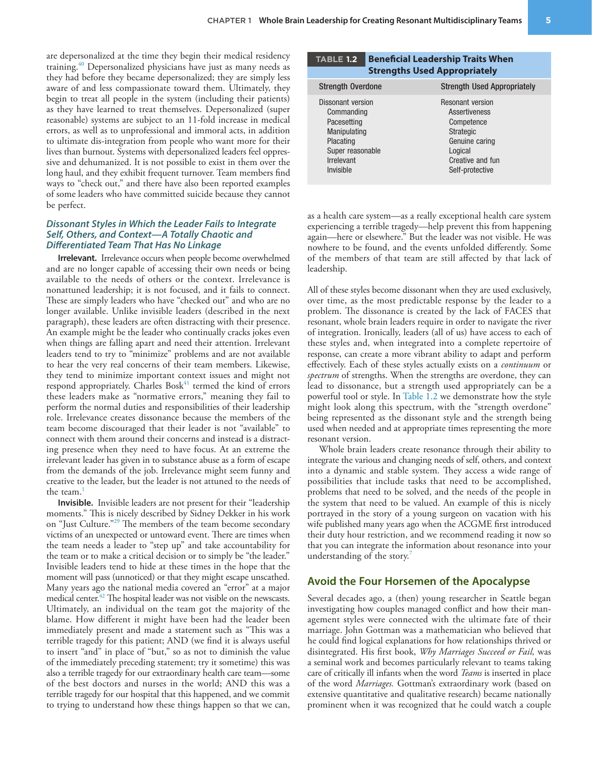are depersonalized at the time they begin their medical residency training.[40] Depersonalized physicians have just as many needs as they had before they became depersonalized; they are simply less aware of and less compassionate toward them. Ultimately, they begin to treat all people in the system (including their patients) as they have learned to treat themselves. Depersonalized (super reasonable) systems are subject to an 11-fold increase in medical errors, as well as to unprofessional and immoral acts, in addition to ultimate dis-integration from people who want more for their lives than burnout. Systems with depersonalized leaders feel oppressive and dehumanized. It is not possible to exist in them over the long haul, and they exhibit frequent turnover. Team members find ways to "check out," and there have also been reported examples of some leaders who have committed suicide because they cannot be perfect.

### *Dissonant Styles in Which the Leader Fails to Integrate Self, Others, and Context—A Totally Chaotic and Differentiated Team That Has No Linkage*

**Irrelevant.** Irrelevance occurs when people become overwhelmed and are no longer capable of accessing their own needs or being available to the needs of others or the context. Irrelevance is nonattuned leadership; it is not focused, and it fails to connect. These are simply leaders who have "checked out" and who are no longer available. Unlike invisible leaders (described in the next paragraph), these leaders are often distracting with their presence. An example might be the leader who continually cracks jokes even when things are falling apart and need their attention. Irrelevant leaders tend to try to "minimize" problems and are not available to hear the very real concerns of their team members. Likewise, they tend to minimize important context issues and might not respond appropriately. Charles Bosk[41] termed the kind of errors these leaders make as "normative errors," meaning they fail to perform the normal duties and responsibilities of their leadership role. Irrelevance creates dissonance because the members of the team become discouraged that their leader is not "available" to connect with them around their concerns and instead is a distracting presence when they need to have focus. At an extreme the irrelevant leader has given in to substance abuse as a form of escape from the demands of the job. Irrelevance might seem funny and creative to the leader, but the leader is not attuned to the needs of the team.[1]

**Invisible.** Invisible leaders are not present for their "leadership moments." This is nicely described by Sidney Dekker in his work on "Just Culture."[29] The members of the team become secondary victims of an unexpected or untoward event. There are times when the team needs a leader to "step up" and take accountability for the team or to make a critical decision or to simply be "the leader." Invisible leaders tend to hide at these times in the hope that the moment will pass (unnoticed) or that they might escape unscathed. Many years ago the national media covered an "error" at a major medical center.[42] The hospital leader was not visible on the newscasts. Ultimately, an individual on the team got the majority of the blame. How different it might have been had the leader been immediately present and made a statement such as "This was a terrible tragedy for this patient; AND (we find it is always useful to insert "and" in place of "but," so as not to diminish the value of the immediately preceding statement; try it sometime) this was also a terrible tragedy for our extraordinary health care team—some of the best doctors and nurses in the world; AND this was a terrible tragedy for our hospital that this happened, and we commit to trying to understand how these things happen so that we can, as a health care system—as a really exceptional health care system experiencing a terrible tragedy—help prevent this from happening again—here or elsewhere." But the leader was not visible. He was nowhere to be found, and the events unfolded differently. Some of the members of that team are still affected by that lack of leadership.

**TABLE 1.2 Beneficial Leadership Traits When Strengths Used Appropriately**

| Strength Overdone | Strength Used Appropriately |
|---|---|
| Dissonant version | Resonant version |
| Commanding | Assertiveness |
| Pacesetting | Competence |
| Manipulating | Strategic |
| Placating | Genuine caring |
| Super reasonable | Logical |
| Irrelevant | Creative and fun |
| Invisible | Self-protective |

All of these styles become dissonant when they are used exclusively, over time, as the most predictable response by the leader to a problem. The dissonance is created by the lack of FACES that resonant, whole brain leaders require in order to navigate the river of integration. Ironically, leaders (all of us) have access to each of these styles and, when integrated into a complete repertoire of response, can create a more vibrant ability to adapt and perform effectively. Each of these styles actually exists on a *continuum* or *spectrum* of strengths. When the strengths are overdone, they can lead to dissonance, but a strength used appropriately can be a powerful tool or style. In Table 1.2 we demonstrate how the style might look along this spectrum, with the "strength overdone" being represented as the dissonant style and the strength being used when needed and at appropriate times representing the more resonant version.

Whole brain leaders create resonance through their ability to integrate the various and changing needs of self, others, and context into a dynamic and stable system. They access a wide range of possibilities that include tasks that need to be accomplished, problems that need to be solved, and the needs of the people in the system that need to be valued. An example of this is nicely portrayed in the story of a young surgeon on vacation with his wife published many years ago when the ACGME first introduced their duty hour restriction, and we recommend reading it now so that you can integrate the information about resonance into your understanding of the story.[7]

## Avoid the Four Horsemen of the Apocalypse

Several decades ago, a (then) young researcher in Seattle began investigating how couples managed conflict and how their management styles were connected with the ultimate fate of their marriage. John Gottman was a mathematician who believed that he could find logical explanations for how relationships thrived or disintegrated. His first book, *Why Marriages Succeed or Fail,* was a seminal work and becomes particularly relevant to teams taking care of critically ill infants when the word *Teams* is inserted in place of the word *Marriages.* Gottman's extraordinary work (based on extensive quantitative and qualitative research) became nationally prominent when it was recognized that he could watch a couple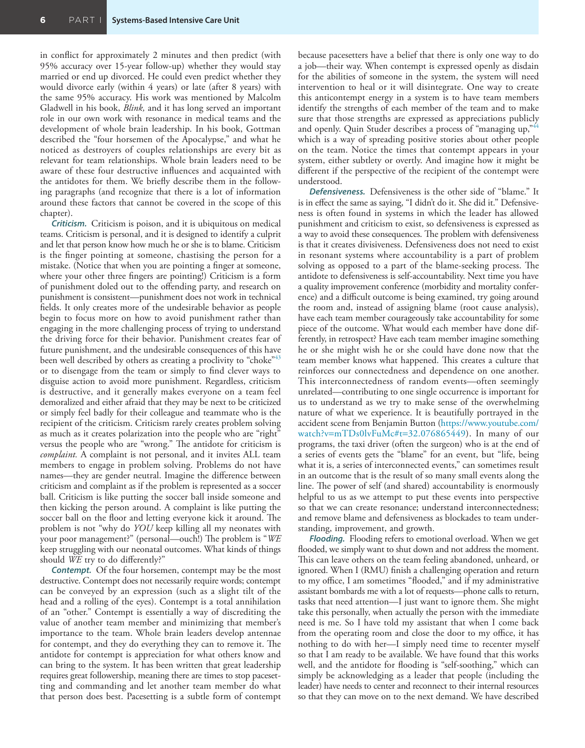in conflict for approximately 2 minutes and then predict (with 95% accuracy over 15-year follow-up) whether they would stay married or end up divorced. He could even predict whether they would divorce early (within 4 years) or late (after 8 years) with the same 95% accuracy. His work was mentioned by Malcolm Gladwell in his book, *Blink,* and it has long served an important role in our own work with resonance in medical teams and the development of whole brain leadership. In his book, Gottman described the "four horsemen of the Apocalypse," and what he noticed as destroyers of couples relationships are every bit as relevant for team relationships. Whole brain leaders need to be aware of these four destructive influences and acquainted with the antidotes for them. We briefly describe them in the following paragraphs (and recognize that there is a lot of information around these factors that cannot be covered in the scope of this chapter).

***Criticism.*** Criticism is poison, and it is ubiquitous on medical teams. Criticism is personal, and it is designed to identify a culprit and let that person know how much he or she is to blame. Criticism is the finger pointing at someone, chastising the person for a mistake. (Notice that when you are pointing a finger at someone, where your other three fingers are pointing!) Criticism is a form of punishment doled out to the offending party, and research on punishment is consistent—punishment does not work in technical fields. It only creates more of the undesirable behavior as people begin to focus more on how to avoid punishment rather than engaging in the more challenging process of trying to understand the driving force for their behavior. Punishment creates fear of future punishment, and the undesirable consequences of this have been well described by others as creating a proclivity to "choke"[43] or to disengage from the team or simply to find clever ways to disguise action to avoid more punishment. Regardless, criticism is destructive, and it generally makes everyone on a team feel demoralized and either afraid that they may be next to be criticized or simply feel badly for their colleague and teammate who is the recipient of the criticism. Criticism rarely creates problem solving as much as it creates polarization into the people who are "right" versus the people who are "wrong." The antidote for criticism is *complaint.* A complaint is not personal, and it invites ALL team members to engage in problem solving. Problems do not have names—they are gender neutral. Imagine the difference between criticism and complaint as if the problem is represented as a soccer ball. Criticism is like putting the soccer ball inside someone and then kicking the person around. A complaint is like putting the soccer ball on the floor and letting everyone kick it around. The problem is not "why do *YOU* keep killing all my neonates with your poor management?" (personal—ouch!) The problem is "*WE* keep struggling with our neonatal outcomes. What kinds of things should *WE* try to do differently?"

***Contempt.*** Of the four horsemen, contempt may be the most destructive. Contempt does not necessarily require words; contempt can be conveyed by an expression (such as a slight tilt of the head and a rolling of the eyes). Contempt is a total annihilation of an "other." Contempt is essentially a way of discrediting the value of another team member and minimizing that member's importance to the team. Whole brain leaders develop antennae for contempt, and they do everything they can to remove it. The antidote for contempt is appreciation for what others know and can bring to the system. It has been written that great leadership requires great followership, meaning there are times to stop pacesetting and commanding and let another team member do what that person does best. Pacesetting is a subtle form of contempt because pacesetters have a belief that there is only one way to do a job—their way. When contempt is expressed openly as disdain for the abilities of someone in the system, the system will need intervention to heal or it will disintegrate. One way to create this anticontempt energy in a system is to have team members identify the strengths of each member of the team and to make sure that those strengths are expressed as appreciations publicly and openly. Quin Studer describes a process of "managing up,"[44] which is a way of spreading positive stories about other people on the team. Notice the times that contempt appears in your system, either subtley or overtly. And imagine how it might be different if the perspective of the recipient of the contempt were understood.

***Defensiveness.*** Defensiveness is the other side of "blame." It is in effect the same as saying, "I didn't do it. She did it." Defensiveness is often found in systems in which the leader has allowed punishment and criticism to exist, so defensiveness is expressed as a way to avoid these consequences. The problem with defensiveness is that it creates divisiveness. Defensiveness does not need to exist in resonant systems where accountability is a part of problem solving as opposed to a part of the blame-seeking process. The antidote to defensiveness is self-accountability. Next time you have a quality improvement conference (morbidity and mortality conference) and a difficult outcome is being examined, try going around the room and, instead of assigning blame (root cause analysis), have each team member courageously take accountability for some piece of the outcome. What would each member have done differently, in retrospect? Have each team member imagine something he or she might wish he or she could have done now that the team member knows what happened. This creates a culture that reinforces our connectedness and dependence on one another. This interconnectedness of random events—often seemingly unrelated—contributing to one single occurrence is important for us to understand as we try to make sense of the overwhelming nature of what we experience. It is beautifully portrayed in the accident scene from Benjamin Button (https://www.youtube.com/watch?v=mTDs0lvFuMc#t=32.076865449). In many of our programs, the taxi driver (often the surgeon) who is at the end of a series of events gets the "blame" for an event, but "life, being what it is, a series of interconnected events," can sometimes result in an outcome that is the result of so many small events along the line. The power of self (and shared) accountability is enormously helpful to us as we attempt to put these events into perspective so that we can create resonance; understand interconnectedness; and remove blame and defensiveness as blockades to team understanding, improvement, and growth.

***Flooding.*** Flooding refers to emotional overload. When we get flooded, we simply want to shut down and not address the moment. This can leave others on the team feeling abandoned, unheard, or ignored. When I (RMU) finish a challenging operation and return to my office, I am sometimes "flooded," and if my administrative assistant bombards me with a lot of requests—phone calls to return, tasks that need attention—I just want to ignore them. She might take this personally, when actually the person with the immediate need is me. So I have told my assistant that when I come back from the operating room and close the door to my office, it has nothing to do with her—I simply need time to recenter myself so that I am ready to be available. We have found that this works well, and the antidote for flooding is "self-soothing," which can simply be acknowledging as a leader that people (including the leader) have needs to center and reconnect to their internal resources so that they can move on to the next demand. We have described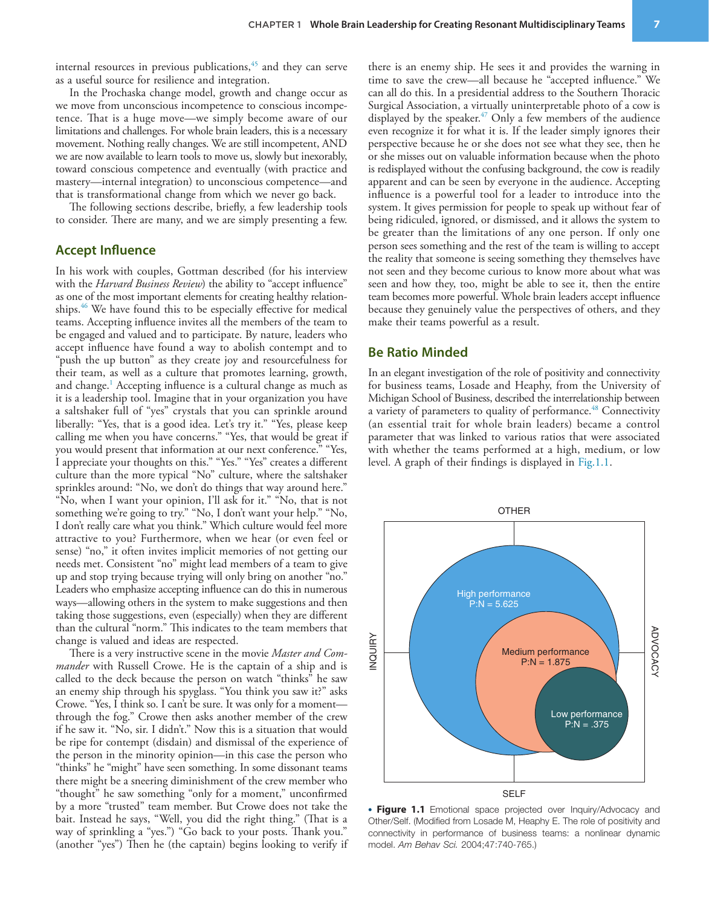internal resources in previous publications,[45] and they can serve as a useful source for resilience and integration.

In the Prochaska change model, growth and change occur as we move from unconscious incompetence to conscious incompetence. That is a huge move—we simply become aware of our limitations and challenges. For whole brain leaders, this is a necessary movement. Nothing really changes. We are still incompetent, AND we are now available to learn tools to move us, slowly but inexorably, toward conscious competence and eventually (with practice and mastery—internal integration) to unconscious competence—and that is transformational change from which we never go back.

The following sections describe, briefly, a few leadership tools to consider. There are many, and we are simply presenting a few.

## Accept Influence

In his work with couples, Gottman described (for his interview with the *Harvard Business Review*) the ability to "accept influence" as one of the most important elements for creating healthy relationships.[46] We have found this to be especially effective for medical teams. Accepting influence invites all the members of the team to be engaged and valued and to participate. By nature, leaders who accept influence have found a way to abolish contempt and to "push the up button" as they create joy and resourcefulness for their team, as well as a culture that promotes learning, growth, and change.[1] Accepting influence is a cultural change as much as it is a leadership tool. Imagine that in your organization you have a saltshaker full of "yes" crystals that you can sprinkle around liberally: "Yes, that is a good idea. Let's try it." "Yes, please keep calling me when you have concerns." "Yes, that would be great if you would present that information at our next conference." "Yes, I appreciate your thoughts on this." "Yes." "Yes" creates a different culture than the more typical "No" culture, where the saltshaker sprinkles around: "No, we don't do things that way around here." "No, when I want your opinion, I'll ask for it." "No, that is not something we're going to try." "No, I don't want your help." "No, I don't really care what you think." Which culture would feel more attractive to you? Furthermore, when we hear (or even feel or sense) "no," it often invites implicit memories of not getting our needs met. Consistent "no" might lead members of a team to give up and stop trying because trying will only bring on another "no." Leaders who emphasize accepting influence can do this in numerous ways—allowing others in the system to make suggestions and then taking those suggestions, even (especially) when they are different than the cultural "norm." This indicates to the team members that change is valued and ideas are respected.

There is a very instructive scene in the movie *Master and Commander* with Russell Crowe. He is the captain of a ship and is called to the deck because the person on watch "thinks" he saw an enemy ship through his spyglass. "You think you saw it?" asks Crowe. "Yes, I think so. I can't be sure. It was only for a moment—through the fog." Crowe then asks another member of the crew if he saw it. "No, sir. I didn't." Now this is a situation that would be ripe for contempt (disdain) and dismissal of the experience of the person in the minority opinion—in this case the person who "thinks" he "might" have seen something. In some dissonant teams there might be a sneering diminishment of the crew member who "thought" he saw something "only for a moment," unconfirmed by a more "trusted" team member. But Crowe does not take the bait. Instead he says, "Well, you did the right thing." (That is a way of sprinkling a "yes.") "Go back to your posts. Thank you." (another "yes") Then he (the captain) begins looking to verify if there is an enemy ship. He sees it and provides the warning in time to save the crew—all because he "accepted influence." We can all do this. In a presidential address to the Southern Thoracic Surgical Association, a virtually uninterpretable photo of a cow is displayed by the speaker.[47] Only a few members of the audience even recognize it for what it is. If the leader simply ignores their perspective because he or she does not see what they see, then he or she misses out on valuable information because when the photo is redisplayed without the confusing background, the cow is readily apparent and can be seen by everyone in the audience. Accepting influence is a powerful tool for a leader to introduce into the system. It gives permission for people to speak up without fear of being ridiculed, ignored, or dismissed, and it allows the system to be greater than the limitations of any one person. If only one person sees something and the rest of the team is willing to accept the reality that someone is seeing something they themselves have not seen and they become curious to know more about what was seen and how they, too, might be able to see it, then the entire team becomes more powerful. Whole brain leaders accept influence because they genuinely value the perspectives of others, and they make their teams powerful as a result.

## Be Ratio Minded

In an elegant investigation of the role of positivity and connectivity for business teams, Losade and Heaphy, from the University of Michigan School of Business, described the interrelationship between a variety of parameters to quality of performance.[48] Connectivity (an essential trait for whole brain leaders) became a control parameter that was linked to various ratios that were associated with whether the teams performed at a high, medium, or low level. A graph of their findings is displayed in Fig.1.1.

OTHER

INQUIRY

ADVOCACY

SELF

High performance
P:N = 5.625

Medium performance
P:N = 1.875

Low performance
P:N = .375

• **Figure 1.1** Emotional space projected over Inquiry/Advocacy and Other/Self. (Modified from Losade M, Heaphy E. The role of positivity and connectivity in performance of business teams: a nonlinear dynamic model. *Am Behav Sci.* 2004;47:740-765.)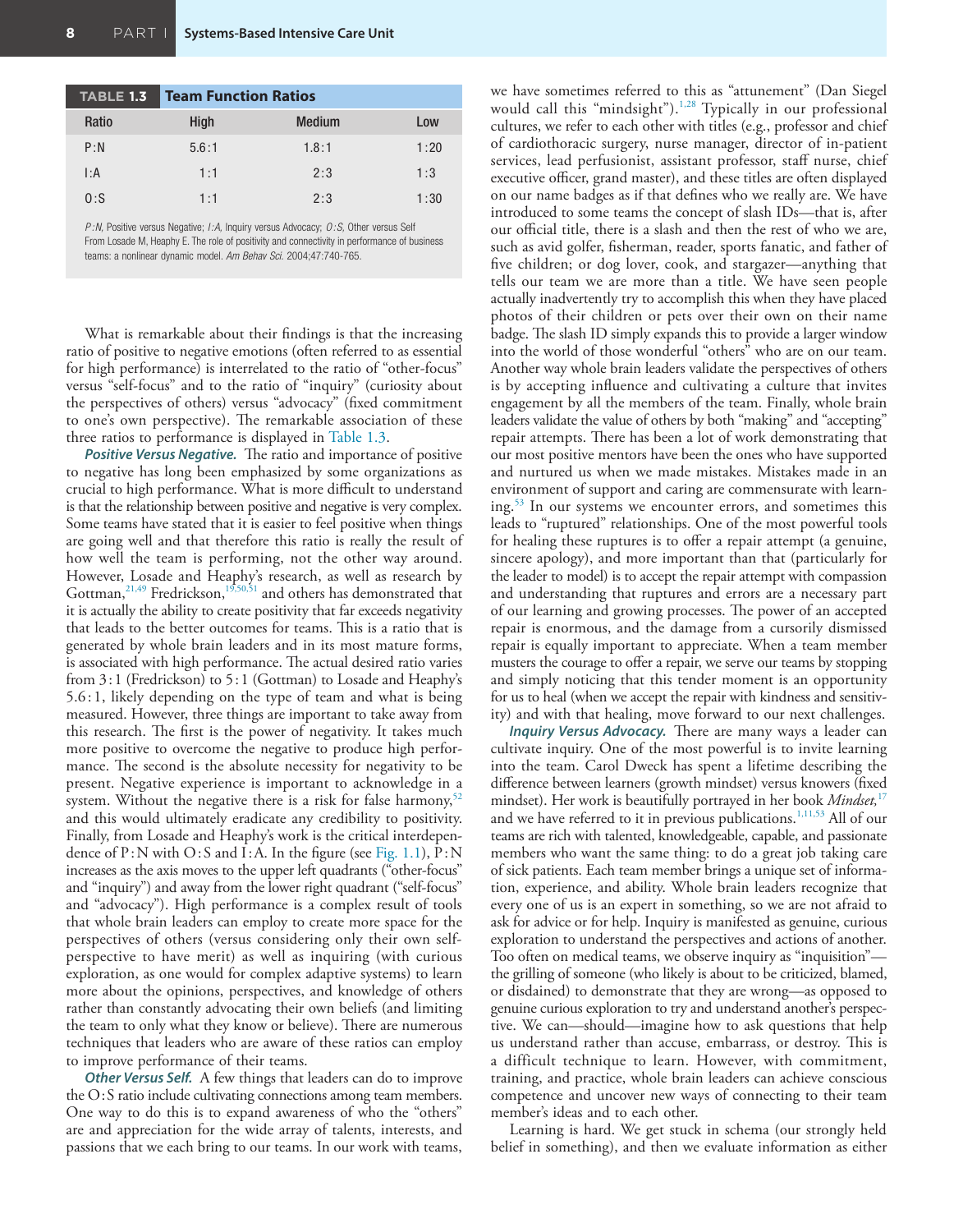**TABLE 1.3 Team Function Ratios**

| Ratio | High | Medium | Low |
|---|---|---|---|
| P:N | 5.6:1 | 1.8:1 | 1:20 |
| I:A | 1:1 | 2:3 | 1:3 |
| O:S | 1:1 | 2:3 | 1:30 |

*P:N*, Positive versus Negative; *I:A*, Inquiry versus Advocacy; *O:S*, Other versus Self
From Losade M, Heaphy E. The role of positivity and connectivity in performance of business teams: a nonlinear dynamic model. *Am Behav Sci.* 2004;47:740-765.

What is remarkable about their findings is that the increasing ratio of positive to negative emotions (often referred to as essential for high performance) is interrelated to the ratio of "other-focus" versus "self-focus" and to the ratio of "inquiry" (curiosity about the perspectives of others) versus "advocacy" (fixed commitment to one's own perspective). The remarkable association of these three ratios to performance is displayed in Table 1.3.

***Positive Versus Negative.*** The ratio and importance of positive to negative has long been emphasized by some organizations as crucial to high performance. What is more difficult to understand is that the relationship between positive and negative is very complex. Some teams have stated that it is easier to feel positive when things are going well and that therefore this ratio is really the result of how well the team is performing, not the other way around. However, Losade and Heaphy's research, as well as research by Gottman,[21,49] Fredrickson,[19,50,51] and others has demonstrated that it is actually the ability to create positivity that far exceeds negativity that leads to the better outcomes for teams. This is a ratio that is generated by whole brain leaders and in its most mature forms, is associated with high performance. The actual desired ratio varies from 3:1 (Fredrickson) to 5:1 (Gottman) to Losade and Heaphy's 5.6:1, likely depending on the type of team and what is being measured. However, three things are important to take away from this research. The first is the power of negativity. It takes much more positive to overcome the negative to produce high performance. The second is the absolute necessity for negativity to be present. Negative experience is important to acknowledge in a system. Without the negative there is a risk for false harmony,[52] and this would ultimately eradicate any credibility to positivity. Finally, from Losade and Heaphy's work is the critical interdependence of P:N with O:S and I:A. In the figure (see Fig. 1.1), P:N increases as the axis moves to the upper left quadrants ("other-focus" and "inquiry") and away from the lower right quadrant ("self-focus" and "advocacy"). High performance is a complex result of tools that whole brain leaders can employ to create more space for the perspectives of others (versus considering only their own self-perspective to have merit) as well as inquiring (with curious exploration, as one would for complex adaptive systems) to learn more about the opinions, perspectives, and knowledge of others rather than constantly advocating their own beliefs (and limiting the team to only what they know or believe). There are numerous techniques that leaders who are aware of these ratios can employ to improve performance of their teams.

***Other Versus Self.*** A few things that leaders can do to improve the O:S ratio include cultivating connections among team members. One way to do this is to expand awareness of who the "others" are and appreciation for the wide array of talents, interests, and passions that we each bring to our teams. In our work with teams, we have sometimes referred to this as "attunement" (Dan Siegel would call this "mindsight").[1,28] Typically in our professional cultures, we refer to each other with titles (e.g., professor and chief of cardiothoracic surgery, nurse manager, director of in-patient services, lead perfusionist, assistant professor, staff nurse, chief executive officer, grand master), and these titles are often displayed on our name badges as if that defines who we really are. We have introduced to some teams the concept of slash IDs—that is, after our official title, there is a slash and then the rest of who we are, such as avid golfer, fisherman, reader, sports fanatic, and father of five children; or dog lover, cook, and stargazer—anything that tells our team we are more than a title. We have seen people actually inadvertently try to accomplish this when they have placed photos of their children or pets over their own on their name badge. The slash ID simply expands this to provide a larger window into the world of those wonderful "others" who are on our team. Another way whole brain leaders validate the perspectives of others is by accepting influence and cultivating a culture that invites engagement by all the members of the team. Finally, whole brain leaders validate the value of others by both "making" and "accepting" repair attempts. There has been a lot of work demonstrating that our most positive mentors have been the ones who have supported and nurtured us when we made mistakes. Mistakes made in an environment of support and caring are commensurate with learning.[53] In our systems we encounter errors, and sometimes this leads to "ruptured" relationships. One of the most powerful tools for healing these ruptures is to offer a repair attempt (a genuine, sincere apology), and more important than that (particularly for the leader to model) is to accept the repair attempt with compassion and understanding that ruptures and errors are a necessary part of our learning and growing processes. The power of an accepted repair is enormous, and the damage from a cursorily dismissed repair is equally important to appreciate. When a team member musters the courage to offer a repair, we serve our teams by stopping and simply noticing that this tender moment is an opportunity for us to heal (when we accept the repair with kindness and sensitivity) and with that healing, move forward to our next challenges.

***Inquiry Versus Advocacy.*** There are many ways a leader can cultivate inquiry. One of the most powerful is to invite learning into the team. Carol Dweck has spent a lifetime describing the difference between learners (growth mindset) versus knowers (fixed mindset). Her work is beautifully portrayed in her book *Mindset*,[17] and we have referred to it in previous publications.[1,11,53] All of our teams are rich with talented, knowledgeable, capable, and passionate members who want the same thing: to do a great job taking care of sick patients. Each team member brings a unique set of information, experience, and ability. Whole brain leaders recognize that every one of us is an expert in something, so we are not afraid to ask for advice or for help. Inquiry is manifested as genuine, curious exploration to understand the perspectives and actions of another. Too often on medical teams, we observe inquiry as "inquisition"—the grilling of someone (who likely is about to be criticized, blamed, or disdained) to demonstrate that they are wrong—as opposed to genuine curious exploration to try and understand another's perspective. We can—should—imagine how to ask questions that help us understand rather than accuse, embarrass, or destroy. This is a difficult technique to learn. However, with commitment, training, and practice, whole brain leaders can achieve conscious competence and uncover new ways of connecting to their team member's ideas and to each other.

Learning is hard. We get stuck in schema (our strongly held belief in something), and then we evaluate information as either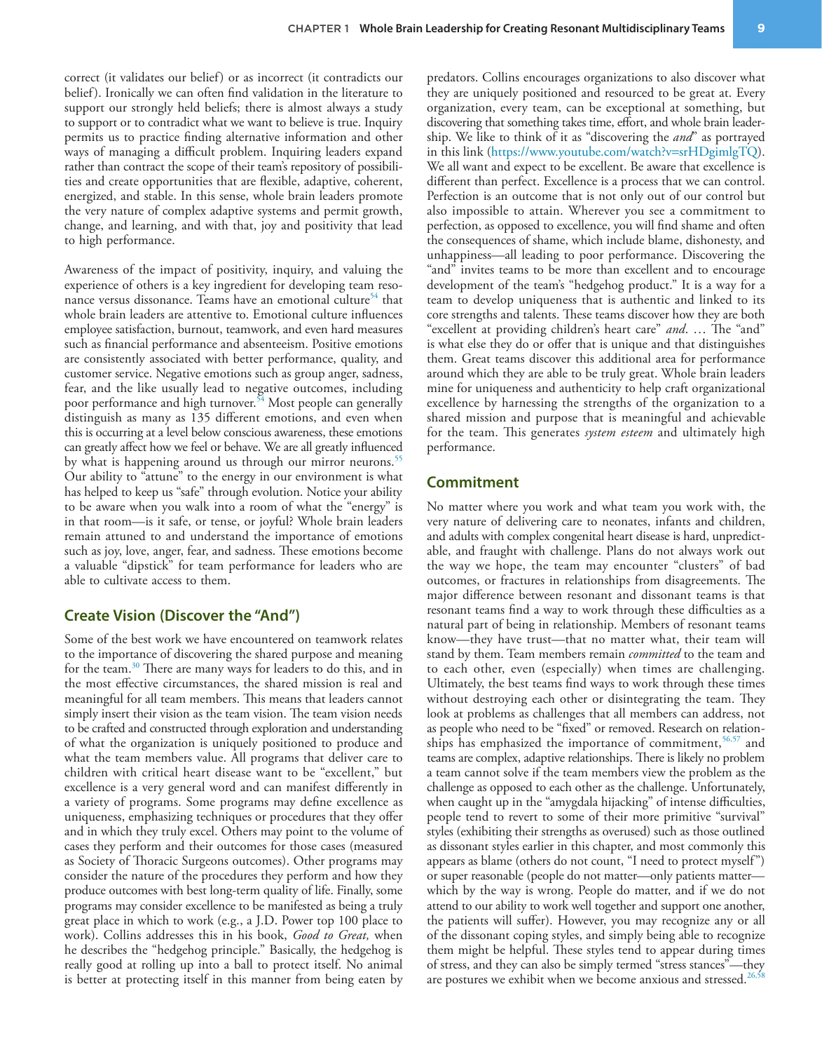correct (it validates our belief) or as incorrect (it contradicts our belief). Ironically we can often find validation in the literature to support our strongly held beliefs; there is almost always a study to support or to contradict what we want to believe is true. Inquiry permits us to practice finding alternative information and other ways of managing a difficult problem. Inquiring leaders expand rather than contract the scope of their team's repository of possibilities and create opportunities that are flexible, adaptive, coherent, energized, and stable. In this sense, whole brain leaders promote the very nature of complex adaptive systems and permit growth, change, and learning, and with that, joy and positivity that lead to high performance.

Awareness of the impact of positivity, inquiry, and valuing the experience of others is a key ingredient for developing team resonance versus dissonance. Teams have an emotional culture[54] that whole brain leaders are attentive to. Emotional culture influences employee satisfaction, burnout, teamwork, and even hard measures such as financial performance and absenteeism. Positive emotions are consistently associated with better performance, quality, and customer service. Negative emotions such as group anger, sadness, fear, and the like usually lead to negative outcomes, including poor performance and high turnover.[54] Most people can generally distinguish as many as 135 different emotions, and even when this is occurring at a level below conscious awareness, these emotions can greatly affect how we feel or behave. We are all greatly influenced by what is happening around us through our mirror neurons.[55] Our ability to "attune" to the energy in our environment is what has helped to keep us "safe" through evolution. Notice your ability to be aware when you walk into a room of what the "energy" is in that room—is it safe, or tense, or joyful? Whole brain leaders remain attuned to and understand the importance of emotions such as joy, love, anger, fear, and sadness. These emotions become a valuable "dipstick" for team performance for leaders who are able to cultivate access to them.

## Create Vision (Discover the "And")

Some of the best work we have encountered on teamwork relates to the importance of discovering the shared purpose and meaning for the team.[30] There are many ways for leaders to do this, and in the most effective circumstances, the shared mission is real and meaningful for all team members. This means that leaders cannot simply insert their vision as the team vision. The team vision needs to be crafted and constructed through exploration and understanding of what the organization is uniquely positioned to produce and what the team members value. All programs that deliver care to children with critical heart disease want to be "excellent," but excellence is a very general word and can manifest differently in a variety of programs. Some programs may define excellence as uniqueness, emphasizing techniques or procedures that they offer and in which they truly excel. Others may point to the volume of cases they perform and their outcomes for those cases (measured as Society of Thoracic Surgeons outcomes). Other programs may consider the nature of the procedures they perform and how they produce outcomes with best long-term quality of life. Finally, some programs may consider excellence to be manifested as being a truly great place in which to work (e.g., a J.D. Power top 100 place to work). Collins addresses this in his book, *Good to Great,* when he describes the "hedgehog principle." Basically, the hedgehog is really good at rolling up into a ball to protect itself. No animal is better at protecting itself in this manner from being eaten by predators. Collins encourages organizations to also discover what they are uniquely positioned and resourced to be great at. Every organization, every team, can be exceptional at something, but discovering that something takes time, effort, and whole brain leadership. We like to think of it as "discovering the *and*" as portrayed in this link (https://www.youtube.com/watch?v=srHDgimlgTQ). We all want and expect to be excellent. Be aware that excellence is different than perfect. Excellence is a process that we can control. Perfection is an outcome that is not only out of our control but also impossible to attain. Wherever you see a commitment to perfection, as opposed to excellence, you will find shame and often the consequences of shame, which include blame, dishonesty, and unhappiness—all leading to poor performance. Discovering the "and" invites teams to be more than excellent and to encourage development of the team's "hedgehog product." It is a way for a team to develop uniqueness that is authentic and linked to its core strengths and talents. These teams discover how they are both "excellent at providing children's heart care" *and*. … The "and" is what else they do or offer that is unique and that distinguishes them. Great teams discover this additional area for performance around which they are able to be truly great. Whole brain leaders mine for uniqueness and authenticity to help craft organizational excellence by harnessing the strengths of the organization to a shared mission and purpose that is meaningful and achievable for the team. This generates *system esteem* and ultimately high performance.

## Commitment

No matter where you work and what team you work with, the very nature of delivering care to neonates, infants and children, and adults with complex congenital heart disease is hard, unpredictable, and fraught with challenge. Plans do not always work out the way we hope, the team may encounter "clusters" of bad outcomes, or fractures in relationships from disagreements. The major difference between resonant and dissonant teams is that resonant teams find a way to work through these difficulties as a natural part of being in relationship. Members of resonant teams know—they have trust—that no matter what, their team will stand by them. Team members remain *committed* to the team and to each other, even (especially) when times are challenging. Ultimately, the best teams find ways to work through these times without destroying each other or disintegrating the team. They look at problems as challenges that all members can address, not as people who need to be "fixed" or removed. Research on relationships has emphasized the importance of commitment,[56,57] and teams are complex, adaptive relationships. There is likely no problem a team cannot solve if the team members view the problem as the challenge as opposed to each other as the challenge. Unfortunately, when caught up in the "amygdala hijacking" of intense difficulties, people tend to revert to some of their more primitive "survival" styles (exhibiting their strengths as overused) such as those outlined as dissonant styles earlier in this chapter, and most commonly this appears as blame (others do not count, "I need to protect myself") or super reasonable (people do not matter—only patients matter—which by the way is wrong. People do matter, and if we do not attend to our ability to work well together and support one another, the patients will suffer). However, you may recognize any or all of the dissonant coping styles, and simply being able to recognize them might be helpful. These styles tend to appear during times of stress, and they can also be simply termed "stress stances"—they are postures we exhibit when we become anxious and stressed.[26,58]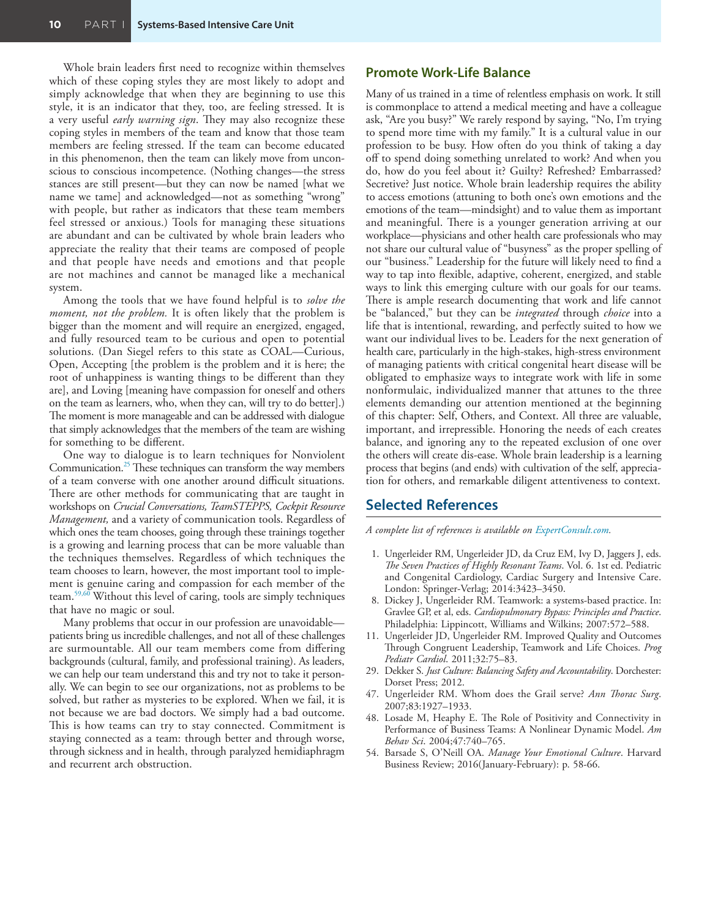Whole brain leaders first need to recognize within themselves which of these coping styles they are most likely to adopt and simply acknowledge that when they are beginning to use this style, it is an indicator that they, too, are feeling stressed. It is a very useful *early warning sign*. They may also recognize these coping styles in members of the team and know that those team members are feeling stressed. If the team can become educated in this phenomenon, then the team can likely move from unconscious to conscious incompetence. (Nothing changes—the stress stances are still present—but they can now be named [what we name we tame] and acknowledged—not as something "wrong" with people, but rather as indicators that these team members feel stressed or anxious.) Tools for managing these situations are abundant and can be cultivated by whole brain leaders who appreciate the reality that their teams are composed of people and that people have needs and emotions and that people are not machines and cannot be managed like a mechanical system.

Among the tools that we have found helpful is to *solve the moment, not the problem.* It is often likely that the problem is bigger than the moment and will require an energized, engaged, and fully resourced team to be curious and open to potential solutions. (Dan Siegel refers to this state as COAL—Curious, Open, Accepting [the problem is the problem and it is here; the root of unhappiness is wanting things to be different than they are], and Loving [meaning have compassion for oneself and others on the team as learners, who, when they can, will try to do better].) The moment is more manageable and can be addressed with dialogue that simply acknowledges that the members of the team are wishing for something to be different.

One way to dialogue is to learn techniques for Nonviolent Communication.[25] These techniques can transform the way members of a team converse with one another around difficult situations. There are other methods for communicating that are taught in workshops on *Crucial Conversations, TeamSTEPPS, Cockpit Resource Management,* and a variety of communication tools. Regardless of which ones the team chooses, going through these trainings together is a growing and learning process that can be more valuable than the techniques themselves. Regardless of which techniques the team chooses to learn, however, the most important tool to implement is genuine caring and compassion for each member of the team.[59,60] Without this level of caring, tools are simply techniques that have no magic or soul.

Many problems that occur in our profession are unavoidable—patients bring us incredible challenges, and not all of these challenges are surmountable. All our team members come from differing backgrounds (cultural, family, and professional training). As leaders, we can help our team understand this and try not to take it personally. We can begin to see our organizations, not as problems to be solved, but rather as mysteries to be explored. When we fail, it is not because we are bad doctors. We simply had a bad outcome. This is how teams can try to stay connected. Commitment is staying connected as a team: through better and through worse, through sickness and in health, through paralyzed hemidiaphragm and recurrent arch obstruction.

## Promote Work-Life Balance

Many of us trained in a time of relentless emphasis on work. It still is commonplace to attend a medical meeting and have a colleague ask, "Are you busy?" We rarely respond by saying, "No, I'm trying to spend more time with my family." It is a cultural value in our profession to be busy. How often do you think of taking a day off to spend doing something unrelated to work? And when you do, how do you feel about it? Guilty? Refreshed? Embarrassed? Secretive? Just notice. Whole brain leadership requires the ability to access emotions (attuning to both one's own emotions and the emotions of the team—mindsight) and to value them as important and meaningful. There is a younger generation arriving at our workplace—physicians and other health care professionals who may not share our cultural value of "busyness" as the proper spelling of our "business." Leadership for the future will likely need to find a way to tap into flexible, adaptive, coherent, energized, and stable ways to link this emerging culture with our goals for our teams. There is ample research documenting that work and life cannot be "balanced," but they can be *integrated* through *choice* into a life that is intentional, rewarding, and perfectly suited to how we want our individual lives to be. Leaders for the next generation of health care, particularly in the high-stakes, high-stress environment of managing patients with critical congenital heart disease will be obligated to emphasize ways to integrate work with life in some nonformulaic, individualized manner that attunes to the three elements demanding our attention mentioned at the beginning of this chapter: Self, Others, and Context. All three are valuable, important, and irrepressible. Honoring the needs of each creates balance, and ignoring any to the repeated exclusion of one over the others will create dis-ease. Whole brain leadership is a learning process that begins (and ends) with cultivation of the self, appreciation for others, and remarkable diligent attentiveness to context.

## Selected References

*A complete list of references is available on ExpertConsult.com.*

1. Ungerleider RM, Ungerleider JD, da Cruz EM, Ivy D, Jaggers J, eds. *The Seven Practices of Highly Resonant Teams*. Vol. 6. 1st ed. Pediatric and Congenital Cardiology, Cardiac Surgery and Intensive Care. London: Springer-Verlag; 2014:3423–3450.
8. Dickey J, Ungerleider RM. Teamwork: a systems-based practice. In: Gravlee GP, et al, eds. *Cardiopulmonary Bypass: Principles and Practice*. Philadelphia: Lippincott, Williams and Wilkins; 2007:572–588.
11. Ungerleider JD, Ungerleider RM. Improved Quality and Outcomes Through Congruent Leadership, Teamwork and Life Choices. *Prog Pediatr Cardiol*. 2011;32:75–83.
29. Dekker S. *Just Culture: Balancing Safety and Accountability*. Dorchester: Dorset Press; 2012.
47. Ungerleider RM. Whom does the Grail serve? *Ann Thorac Surg*. 2007;83:1927–1933.
48. Losade M, Heaphy E. The Role of Positivity and Connectivity in Performance of Business Teams: A Nonlinear Dynamic Model. *Am Behav Sci*. 2004;47:740–765.
54. Barsade S, O'Neill OA. *Manage Your Emotional Culture*. Harvard Business Review; 2016(January-February): p. 58-66.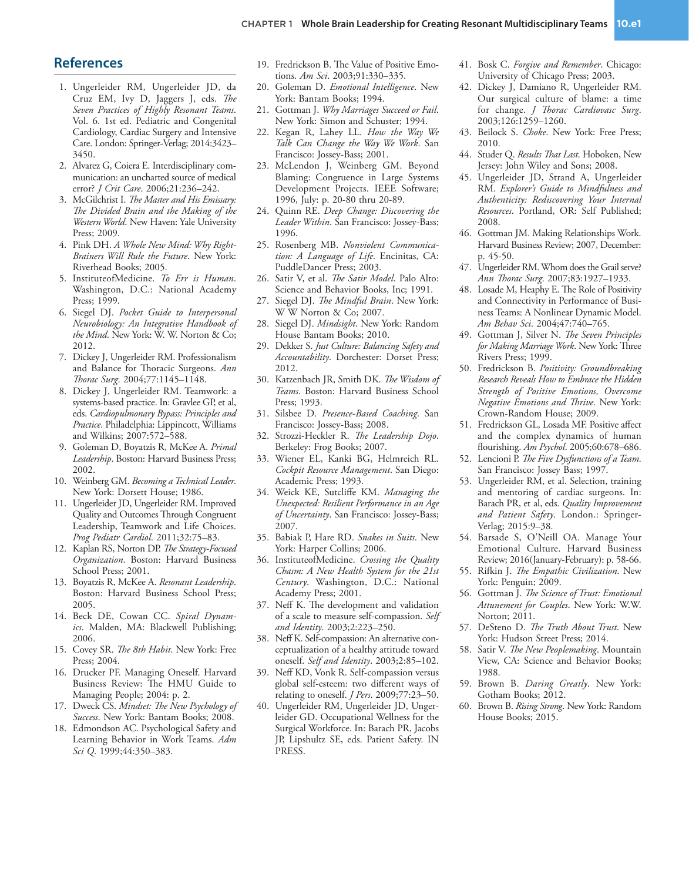## References

1. Ungerleider RM, Ungerleider JD, da Cruz EM, Ivy D, Jaggers J, eds. *The Seven Practices of Highly Resonant Teams*. Vol. 6. 1st ed. Pediatric and Congenital Cardiology, Cardiac Surgery and Intensive Care. London: Springer-Verlag; 2014:3423–3450.
2. Alvarez G, Coiera E. Interdisciplinary communication: an uncharted source of medical error? *J Crit Care*. 2006;21:236–242.
3. McGilchrist I. *The Master and His Emissary: The Divided Brain and the Making of the Western World*. New Haven: Yale University Press; 2009.
4. Pink DH. *A Whole New Mind: Why Right-Brainers Will Rule the Future*. New York: Riverhead Books; 2005.
5. InstituteofMedicine. *To Err is Human*. Washington, D.C.: National Academy Press; 1999.
6. Siegel DJ. *Pocket Guide to Interpersonal Neurobiology: An Integrative Handbook of the Mind*. New York: W. W. Norton & Co; 2012.
7. Dickey J, Ungerleider RM. Professionalism and Balance for Thoracic Surgeons. *Ann Thorac Surg*. 2004;77:1145–1148.
8. Dickey J, Ungerleider RM. Teamwork: a systems-based practice. In: Gravlee GP, et al, eds. *Cardiopulmonary Bypass: Principles and Practice*. Philadelphia: Lippincott, Williams and Wilkins; 2007:572–588.
9. Goleman D, Boyatzis R, McKee A. *Primal Leadership*. Boston: Harvard Business Press; 2002.
10. Weinberg GM. *Becoming a Technical Leader*. New York: Dorsett House; 1986.
11. Ungerleider JD, Ungerleider RM. Improved Quality and Outcomes Through Congruent Leadership, Teamwork and Life Choices. *Prog Pediatr Cardiol*. 2011;32:75–83.
12. Kaplan RS, Norton DP. *The Strategy-Focused Organization*. Boston: Harvard Business School Press; 2001.
13. Boyatzis R, McKee A. *Resonant Leadership*. Boston: Harvard Business School Press; 2005.
14. Beck DE, Cowan CC. *Spiral Dynamics*. Malden, MA: Blackwell Publishing; 2006.
15. Covey SR. *The 8th Habit*. New York: Free Press; 2004.
16. Drucker PF. Managing Oneself. Harvard Business Review: The HMU Guide to Managing People; 2004: p. 2.
17. Dweck CS. *Mindset: The New Psychology of Success*. New York: Bantam Books; 2008.
18. Edmondson AC. Psychological Safety and Learning Behavior in Work Teams. *Adm Sci Q*. 1999;44:350–383.
19. Fredrickson B. The Value of Positive Emotions. *Am Sci*. 2003;91:330–335.
20. Goleman D. *Emotional Intelligence*. New York: Bantam Books; 1994.
21. Gottman J. *Why Marriages Succeed or Fail*. New York: Simon and Schuster; 1994.
22. Kegan R, Lahey LL. *How the Way We Talk Can Change the Way We Work*. San Francisco: Jossey-Bass; 2001.
23. McLendon J, Weinberg GM. Beyond Blaming: Congruence in Large Systems Development Projects. IEEE Software; 1996, July: p. 20-80 thru 20-89.
24. Quinn RE. *Deep Change: Discovering the Leader Within*. San Francisco: Jossey-Bass; 1996.
25. Rosenberg MB. *Nonviolent Communication: A Language of Life*. Encinitas, CA: PuddleDancer Press; 2003.
26. Satir V, et al. *The Satir Model*. Palo Alto: Science and Behavior Books, Inc; 1991.
27. Siegel DJ. *The Mindful Brain*. New York: W W Norton & Co; 2007.
28. Siegel DJ. *Mindsight*. New York: Random House Bantam Books; 2010.
29. Dekker S. *Just Culture: Balancing Safety and Accountability*. Dorchester: Dorset Press; 2012.
30. Katzenbach JR, Smith DK. *The Wisdom of Teams*. Boston: Harvard Business School Press; 1993.
31. Silsbee D. *Presence-Based Coaching*. San Francisco: Jossey-Bass; 2008.
32. Strozzi-Heckler R. *The Leadership Dojo*. Berkeley: Frog Books; 2007.
33. Wiener EL, Kanki BG, Helmreich RL. *Cockpit Resource Management*. San Diego: Academic Press; 1993.
34. Weick KE, Sutcliffe KM. *Managing the Unexpected: Resilient Performance in an Age of Uncertainty*. San Francisco: Jossey-Bass; 2007.
35. Babiak P, Hare RD. *Snakes in Suits*. New York: Harper Collins; 2006.
36. InstituteofMedicine. *Crossing the Quality Chasm: A New Health System for the 21st Century*. Washington, D.C.: National Academy Press; 2001.
37. Neff K. The development and validation of a scale to measure self-compassion. *Self and Identity*. 2003;2:223–250.
38. Neff K. Self-compassion: An alternative conceptualization of a healthy attitude toward oneself. *Self and Identity*. 2003;2:85–102.
39. Neff KD, Vonk R. Self-compassion versus global self-esteem: two different ways of relating to oneself. *J Pers*. 2009;77:23–50.
40. Ungerleider RM, Ungerleider JD, Ungerleider GD. Occupational Wellness for the Surgical Workforce. In: Barach PR, Jacobs JP, Lipshultz SE, eds. Patient Safety. IN PRESS.
41. Bosk C. *Forgive and Remember*. Chicago: University of Chicago Press; 2003.
42. Dickey J, Damiano R, Ungerleider RM. Our surgical culture of blame: a time for change. *J Thorac Cardiovasc Surg*. 2003;126:1259–1260.
43. Beilock S. *Choke*. New York: Free Press; 2010.
44. Studer Q. *Results That Last*. Hoboken, New Jersey: John Wiley and Sons; 2008.
45. Ungerleider JD, Strand A, Ungerleider RM. *Explorer's Guide to Mindfulness and Authenticity: Rediscovering Your Internal Resources*. Portland, OR: Self Published; 2008.
46. Gottman JM. Making Relationships Work. Harvard Business Review; 2007, December: p. 45-50.
47. Ungerleider RM. Whom does the Grail serve? *Ann Thorac Surg*. 2007;83:1927–1933.
48. Losade M, Heaphy E. The Role of Positivity and Connectivity in Performance of Business Teams: A Nonlinear Dynamic Model. *Am Behav Sci*. 2004;47:740–765.
49. Gottman J, Silver N. *The Seven Principles for Making Marriage Work*. New York: Three Rivers Press; 1999.
50. Fredrickson B. *Positivity: Groundbreaking Research Reveals How to Embrace the Hidden Strength of Positive Emotions, Overcome Negative Emotions and Thrive*. New York: Crown-Random House; 2009.
51. Fredrickson GL, Losada MF. Positive affect and the complex dynamics of human flourishing. *Am Psychol*. 2005;60:678–686.
52. Lencioni P. *The Five Dysfunctions of a Team*. San Francisco: Jossey Bass; 1997.
53. Ungerleider RM, et al. Selection, training and mentoring of cardiac surgeons. In: Barach PR, et al, eds. *Quality Improvement and Patient Safety*. London.: Springer-Verlag; 2015:9–38.
54. Barsade S, O'Neill OA. Manage Your Emotional Culture. Harvard Business Review; 2016(January-February): p. 58-66.
55. Rifkin J. *The Empathic Civilization*. New York: Penguin; 2009.
56. Gottman J. *The Science of Trust: Emotional Attunement for Couples*. New York: W.W. Norton; 2011.
57. DeSteno D. *The Truth About Trust*. New York: Hudson Street Press; 2014.
58. Satir V. *The New Peoplemaking*. Mountain View, CA: Science and Behavior Books; 1988.
59. Brown B. *Daring Greatly*. New York: Gotham Books; 2012.
60. Brown B. *Rising Strong*. New York: Random House Books; 2015.